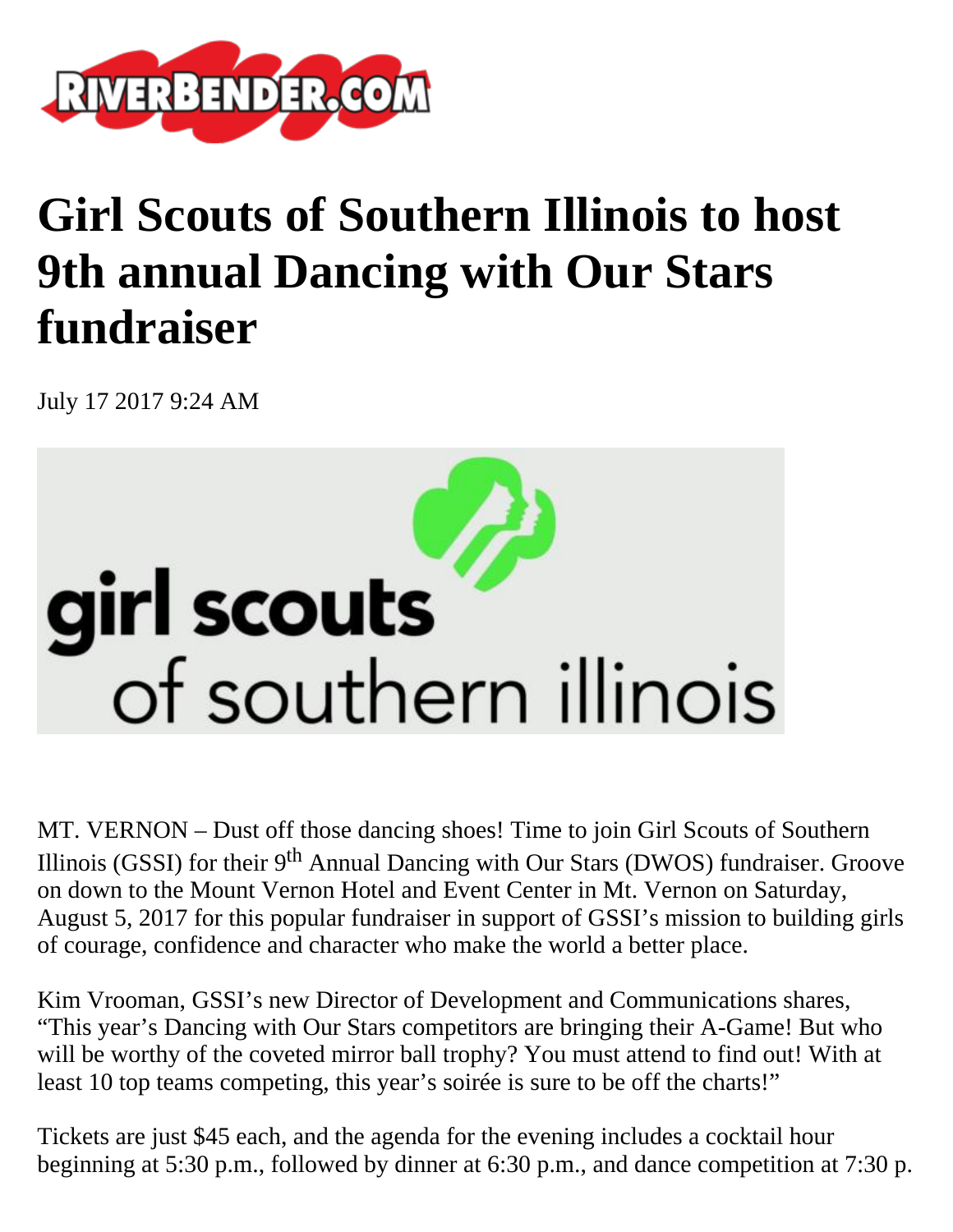# Girl Scouts of Southern Illinois to host 9th annual Dancing with Our Stars fundraiser

July 17 2017 9:24 AM

MT. VERNON – Dust off those dancing shoes! Time to join Girl Scouts of Southern Illinois (GSSI) for their 9th Annual Dancing with Our Stars (DWOS) fundraiser. Groove on down to the Mount Vernon Hotel and Event Center in Mt. Vernon on Saturday, August 5, 2017 for this popular fundraiser in support of GSSI's mission to building girls of courage, confidence and character who make the world a better place.

Kim Vrooman, GSSI's new Director of Development and Communications shares, "This year's Dancing with Our Stars competitors are bringing their A-Game! But who will be worthy of the coveted mirror ball trophy? You must attend to find out! With at least 10 top teams competing, this year's soirée is sure to be off the charts!"

Tickets are just $45 each, and the agenda for the evening includes a cocktail hour beginning at 5:30 p.m., followed by dinner at 6:30 p.m., and dance competition at 7:30 p.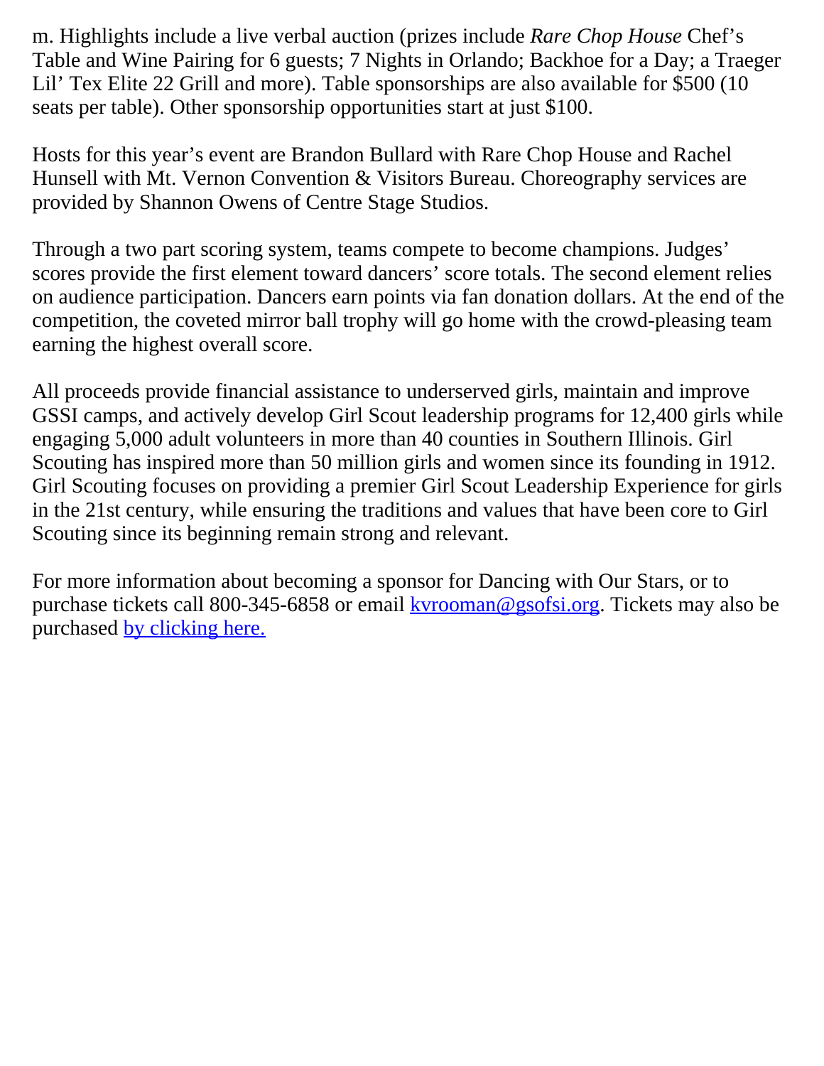m. Highlights include a live verbal auction (prizes include *Rare Chop House* Chef's Table and Wine Pairing for 6 guests; 7 Nights in Orlando; Backhoe for a Day; a Traeger Lil' Tex Elite 22 Grill and more). Table sponsorships are also available for $500 (10 seats per table). Other sponsorship opportunities start at just $100.

Hosts for this year's event are Brandon Bullard with Rare Chop House and Rachel Hunsell with Mt. Vernon Convention & Visitors Bureau. Choreography services are provided by Shannon Owens of Centre Stage Studios.

Through a two part scoring system, teams compete to become champions. Judges' scores provide the first element toward dancers' score totals. The second element relies on audience participation. Dancers earn points via fan donation dollars. At the end of the competition, the coveted mirror ball trophy will go home with the crowd-pleasing team earning the highest overall score.

All proceeds provide financial assistance to underserved girls, maintain and improve GSSI camps, and actively develop Girl Scout leadership programs for 12,400 girls while engaging 5,000 adult volunteers in more than 40 counties in Southern Illinois. Girl Scouting has inspired more than 50 million girls and women since its founding in 1912. Girl Scouting focuses on providing a premier Girl Scout Leadership Experience for girls in the 21st century, while ensuring the traditions and values that have been core to Girl Scouting since its beginning remain strong and relevant.

For more information about becoming a sponsor for Dancing with Our Stars, or to purchase tickets call 800-345-6858 or email kvrooman@gsofsi.org. Tickets may also be purchased by clicking here.